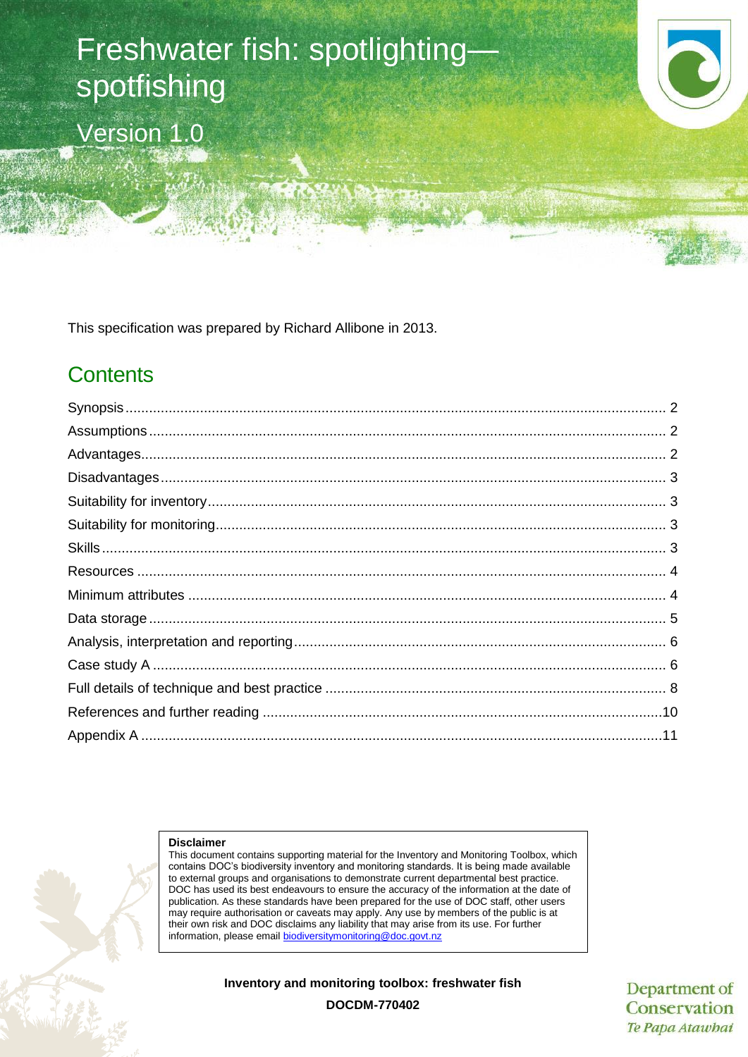# Freshwater fish: spotlighting—spotfishing

Version 1.0

This specification was prepared by Richard Allibone in 2013.

## Contents

Synopsis .......... 2
Assumptions .......... 2
Advantages .......... 2
Disadvantages .......... 3
Suitability for inventory .......... 3
Suitability for monitoring .......... 3
Skills .......... 3
Resources .......... 4
Minimum attributes .......... 4
Data storage .......... 5
Analysis, interpretation and reporting .......... 6
Case study A .......... 6
Full details of technique and best practice .......... 8
References and further reading .......... 10
Appendix A .......... 11

**Disclaimer**
This document contains supporting material for the Inventory and Monitoring Toolbox, which contains DOC's biodiversity inventory and monitoring standards. It is being made available to external groups and organisations to demonstrate current departmental best practice. DOC has used its best endeavours to ensure the accuracy of the information at the date of publication. As these standards have been prepared for the use of DOC staff, other users may require authorisation or caveats may apply. Any use by members of the public is at their own risk and DOC disclaims any liability that may arise from its use. For further information, please email biodiversitymonitoring@doc.govt.nz

**Inventory and monitoring toolbox: freshwater fish**

**DOCDM-770402**

Department of Conservation
*Te Papa Atawhai*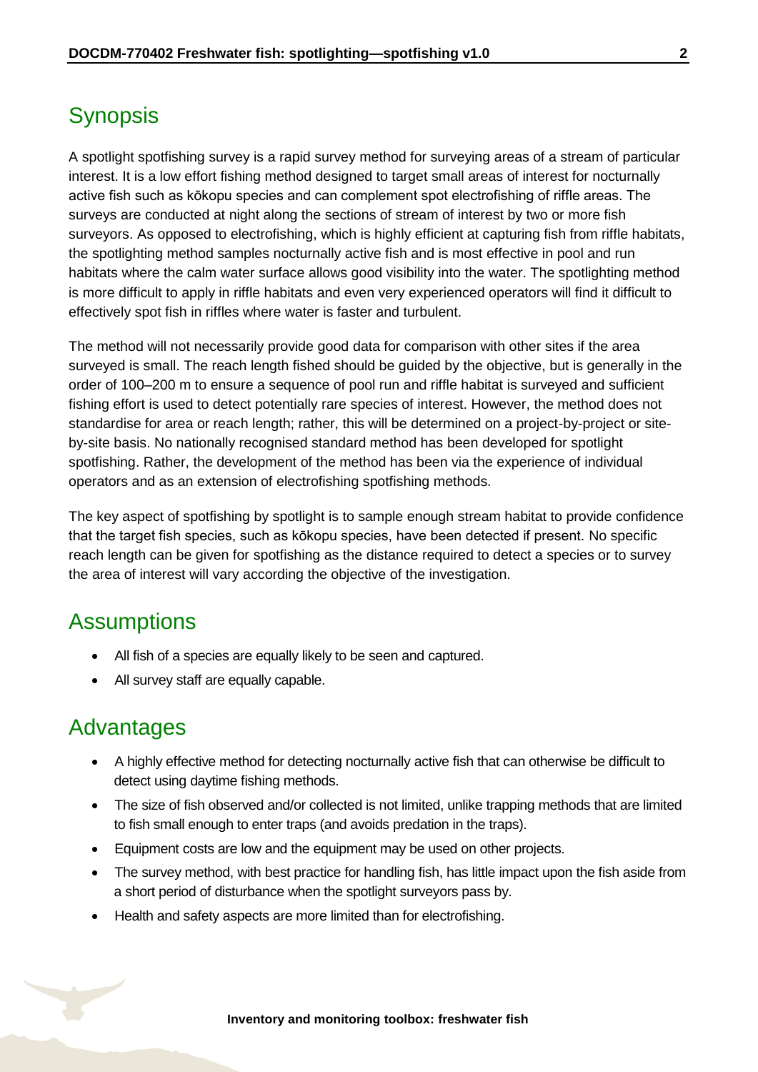## Synopsis

A spotlight spotfishing survey is a rapid survey method for surveying areas of a stream of particular interest. It is a low effort fishing method designed to target small areas of interest for nocturnally active fish such as kōkopu species and can complement spot electrofishing of riffle areas. The surveys are conducted at night along the sections of stream of interest by two or more fish surveyors. As opposed to electrofishing, which is highly efficient at capturing fish from riffle habitats, the spotlighting method samples nocturnally active fish and is most effective in pool and run habitats where the calm water surface allows good visibility into the water. The spotlighting method is more difficult to apply in riffle habitats and even very experienced operators will find it difficult to effectively spot fish in riffles where water is faster and turbulent.

The method will not necessarily provide good data for comparison with other sites if the area surveyed is small. The reach length fished should be guided by the objective, but is generally in the order of 100–200 m to ensure a sequence of pool run and riffle habitat is surveyed and sufficient fishing effort is used to detect potentially rare species of interest. However, the method does not standardise for area or reach length; rather, this will be determined on a project-by-project or site-by-site basis. No nationally recognised standard method has been developed for spotlight spotfishing. Rather, the development of the method has been via the experience of individual operators and as an extension of electrofishing spotfishing methods.

The key aspect of spotfishing by spotlight is to sample enough stream habitat to provide confidence that the target fish species, such as kōkopu species, have been detected if present. No specific reach length can be given for spotfishing as the distance required to detect a species or to survey the area of interest will vary according the objective of the investigation.

## Assumptions

- All fish of a species are equally likely to be seen and captured.
- All survey staff are equally capable.

## Advantages

- A highly effective method for detecting nocturnally active fish that can otherwise be difficult to detect using daytime fishing methods.
- The size of fish observed and/or collected is not limited, unlike trapping methods that are limited to fish small enough to enter traps (and avoids predation in the traps).
- Equipment costs are low and the equipment may be used on other projects.
- The survey method, with best practice for handling fish, has little impact upon the fish aside from a short period of disturbance when the spotlight surveyors pass by.
- Health and safety aspects are more limited than for electrofishing.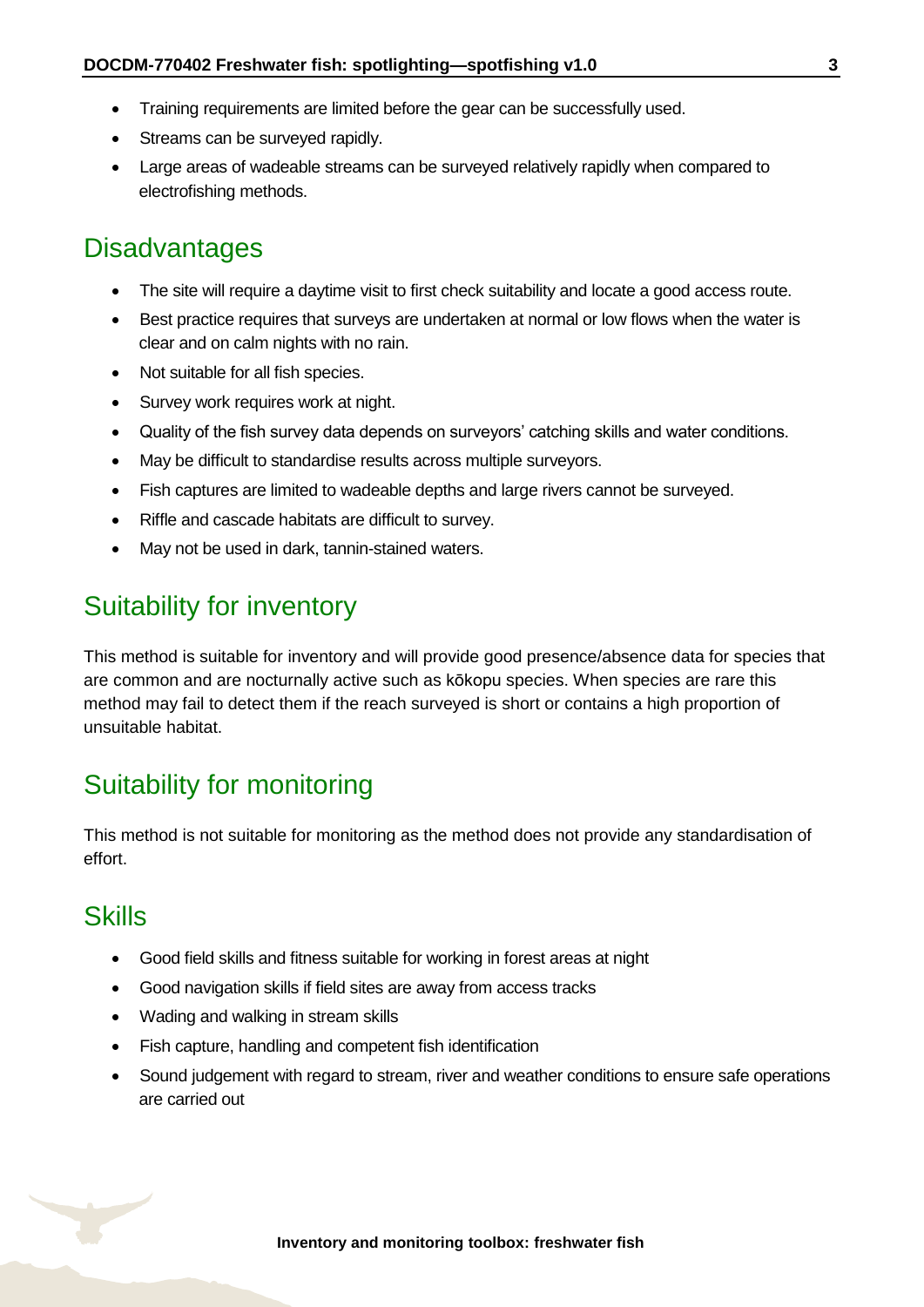- Training requirements are limited before the gear can be successfully used.
- Streams can be surveyed rapidly.
- Large areas of wadeable streams can be surveyed relatively rapidly when compared to electrofishing methods.

## Disadvantages

- The site will require a daytime visit to first check suitability and locate a good access route.
- Best practice requires that surveys are undertaken at normal or low flows when the water is clear and on calm nights with no rain.
- Not suitable for all fish species.
- Survey work requires work at night.
- Quality of the fish survey data depends on surveyors' catching skills and water conditions.
- May be difficult to standardise results across multiple surveyors.
- Fish captures are limited to wadeable depths and large rivers cannot be surveyed.
- Riffle and cascade habitats are difficult to survey.
- May not be used in dark, tannin-stained waters.

## Suitability for inventory

This method is suitable for inventory and will provide good presence/absence data for species that are common and are nocturnally active such as kōkopu species. When species are rare this method may fail to detect them if the reach surveyed is short or contains a high proportion of unsuitable habitat.

## Suitability for monitoring

This method is not suitable for monitoring as the method does not provide any standardisation of effort.

## Skills

- Good field skills and fitness suitable for working in forest areas at night
- Good navigation skills if field sites are away from access tracks
- Wading and walking in stream skills
- Fish capture, handling and competent fish identification
- Sound judgement with regard to stream, river and weather conditions to ensure safe operations are carried out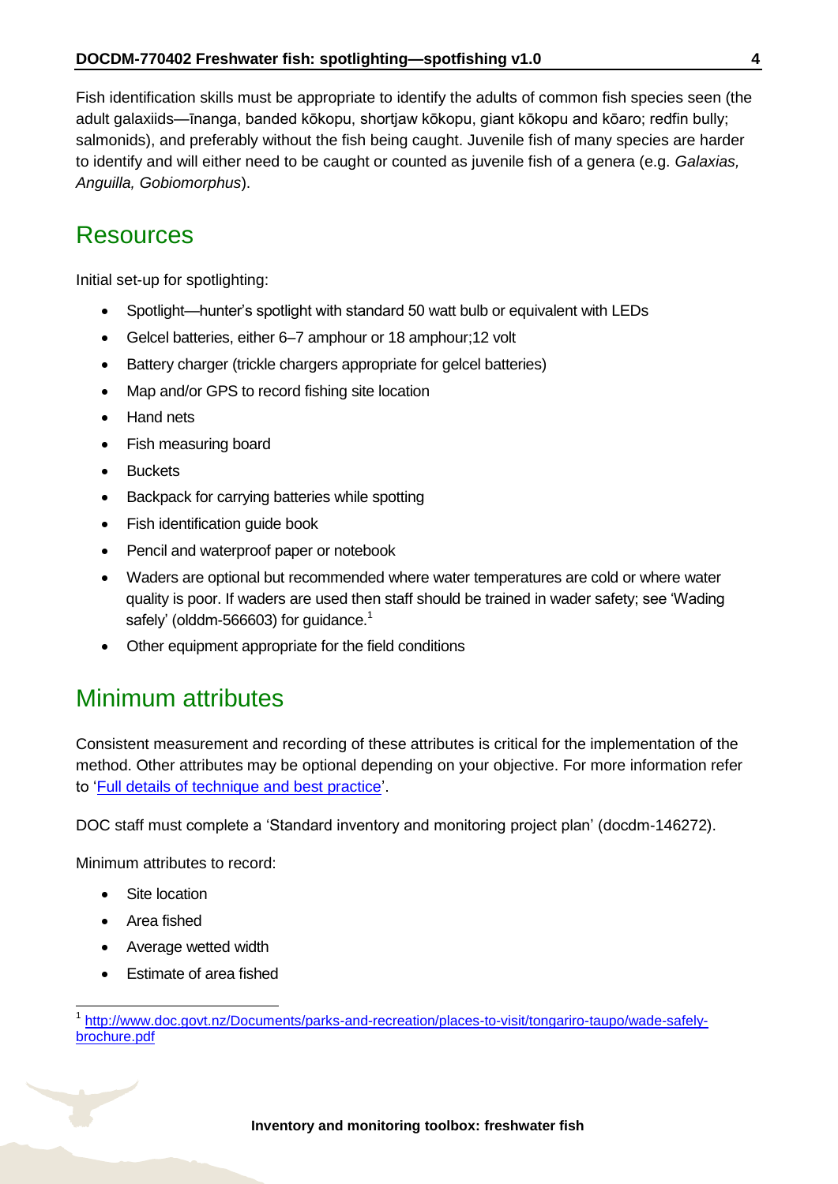Fish identification skills must be appropriate to identify the adults of common fish species seen (the adult galaxiids—īnanga, banded kōkopu, shortjaw kōkopu, giant kōkopu and kōaro; redfin bully; salmonids), and preferably without the fish being caught. Juvenile fish of many species are harder to identify and will either need to be caught or counted as juvenile fish of a genera (e.g. *Galaxias, Anguilla, Gobiomorphus*).

## Resources

Initial set-up for spotlighting:

- Spotlight—hunter's spotlight with standard 50 watt bulb or equivalent with LEDs
- Gelcel batteries, either 6–7 amphour or 18 amphour;12 volt
- Battery charger (trickle chargers appropriate for gelcel batteries)
- Map and/or GPS to record fishing site location
- Hand nets
- Fish measuring board
- Buckets
- Backpack for carrying batteries while spotting
- Fish identification guide book
- Pencil and waterproof paper or notebook
- Waders are optional but recommended where water temperatures are cold or where water quality is poor. If waders are used then staff should be trained in wader safety; see 'Wading safely' (olddm-566603) for guidance.[1]
- Other equipment appropriate for the field conditions

## Minimum attributes

Consistent measurement and recording of these attributes is critical for the implementation of the method. Other attributes may be optional depending on your objective. For more information refer to 'Full details of technique and best practice'.

DOC staff must complete a 'Standard inventory and monitoring project plan' (docdm-146272).

Minimum attributes to record:

- Site location
- Area fished
- Average wetted width
- Estimate of area fished

[1] http://www.doc.govt.nz/Documents/parks-and-recreation/places-to-visit/tongariro-taupo/wade-safely-brochure.pdf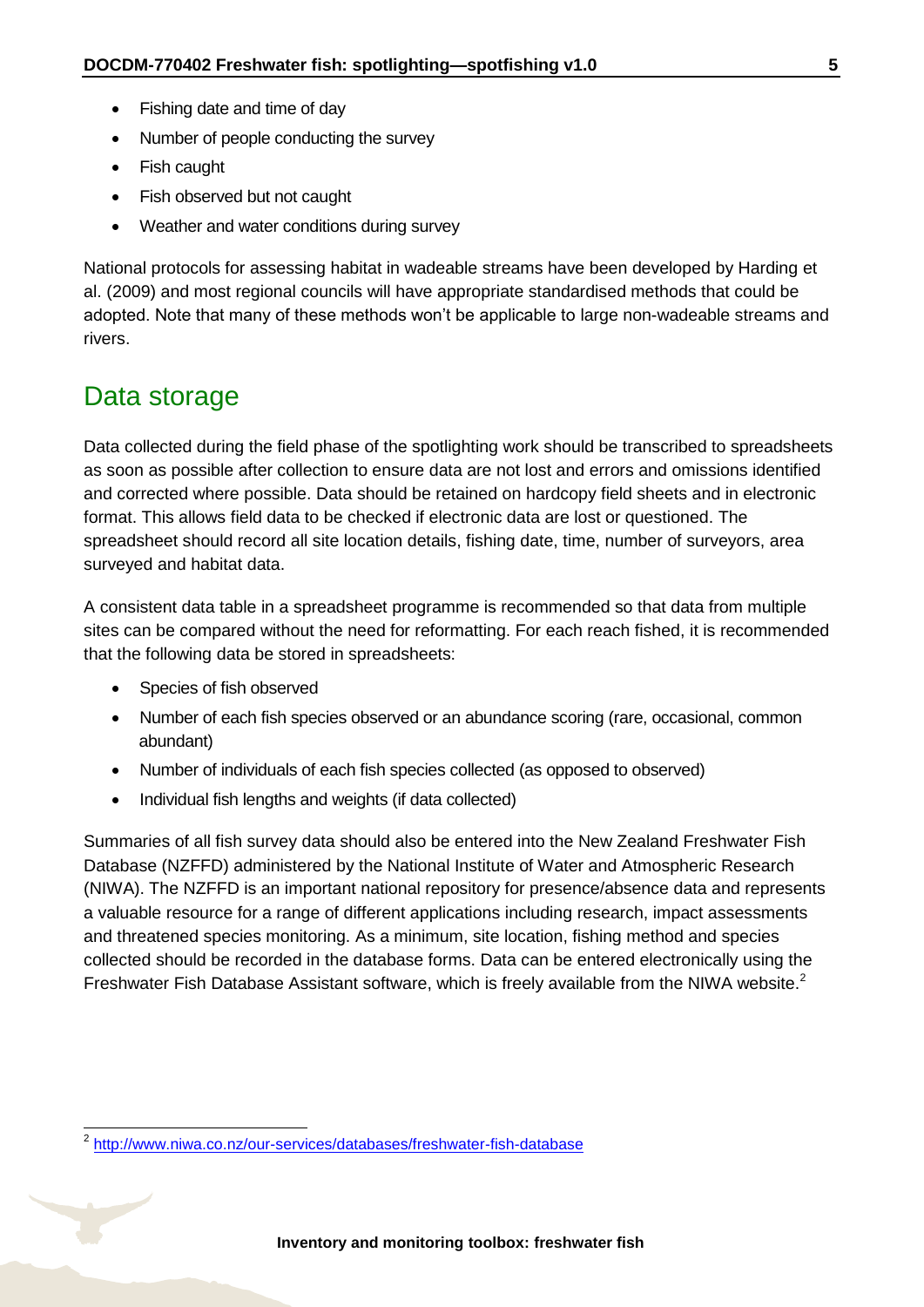- Fishing date and time of day
- Number of people conducting the survey
- Fish caught
- Fish observed but not caught
- Weather and water conditions during survey

National protocols for assessing habitat in wadeable streams have been developed by Harding et al. (2009) and most regional councils will have appropriate standardised methods that could be adopted. Note that many of these methods won't be applicable to large non-wadeable streams and rivers.

## Data storage

Data collected during the field phase of the spotlighting work should be transcribed to spreadsheets as soon as possible after collection to ensure data are not lost and errors and omissions identified and corrected where possible. Data should be retained on hardcopy field sheets and in electronic format. This allows field data to be checked if electronic data are lost or questioned. The spreadsheet should record all site location details, fishing date, time, number of surveyors, area surveyed and habitat data.

A consistent data table in a spreadsheet programme is recommended so that data from multiple sites can be compared without the need for reformatting. For each reach fished, it is recommended that the following data be stored in spreadsheets:

- Species of fish observed
- Number of each fish species observed or an abundance scoring (rare, occasional, common abundant)
- Number of individuals of each fish species collected (as opposed to observed)
- Individual fish lengths and weights (if data collected)

Summaries of all fish survey data should also be entered into the New Zealand Freshwater Fish Database (NZFFD) administered by the National Institute of Water and Atmospheric Research (NIWA). The NZFFD is an important national repository for presence/absence data and represents a valuable resource for a range of different applications including research, impact assessments and threatened species monitoring. As a minimum, site location, fishing method and species collected should be recorded in the database forms. Data can be entered electronically using the Freshwater Fish Database Assistant software, which is freely available from the NIWA website.[2]

[2] http://www.niwa.co.nz/our-services/databases/freshwater-fish-database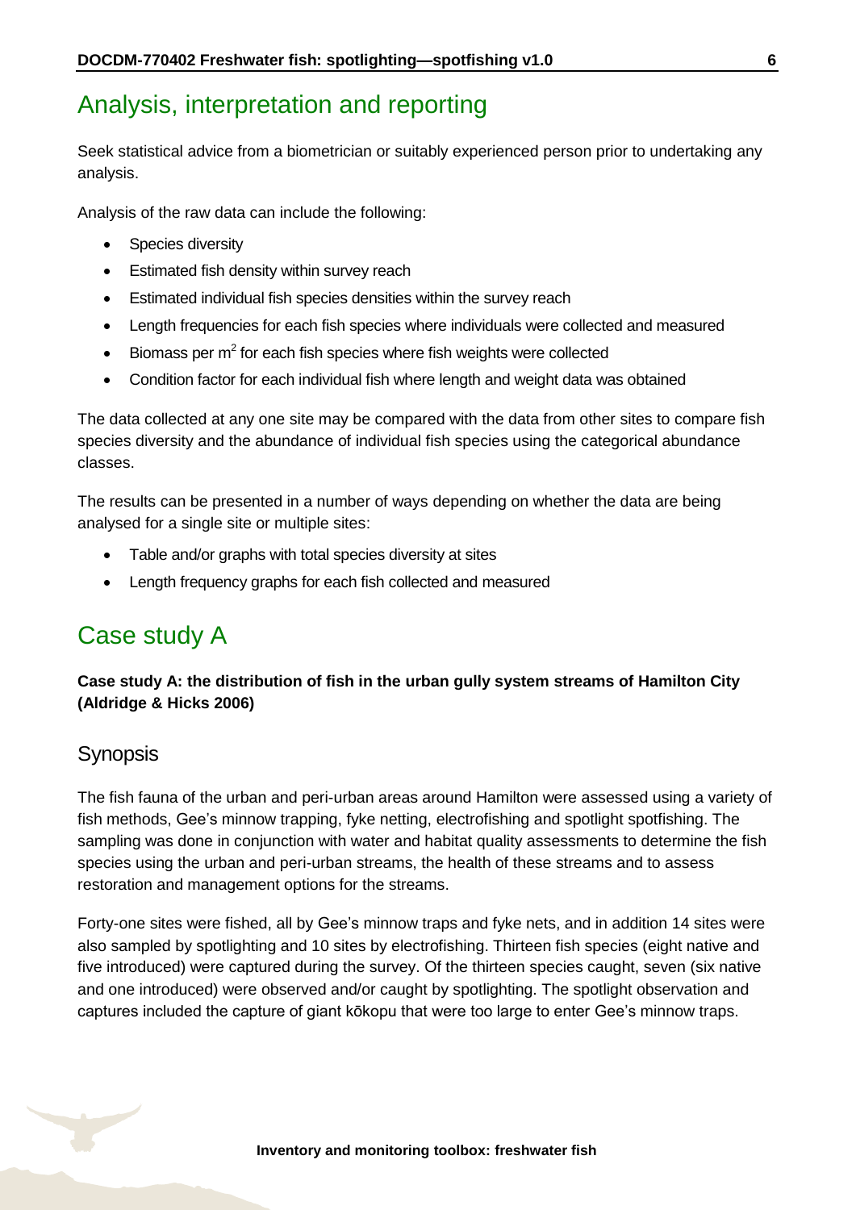## Analysis, interpretation and reporting

Seek statistical advice from a biometrician or suitably experienced person prior to undertaking any analysis.

Analysis of the raw data can include the following:

- Species diversity
- Estimated fish density within survey reach
- Estimated individual fish species densities within the survey reach
- Length frequencies for each fish species where individuals were collected and measured
- Biomass per $m^2$ for each fish species where fish weights were collected
- Condition factor for each individual fish where length and weight data was obtained

The data collected at any one site may be compared with the data from other sites to compare fish species diversity and the abundance of individual fish species using the categorical abundance classes.

The results can be presented in a number of ways depending on whether the data are being analysed for a single site or multiple sites:

- Table and/or graphs with total species diversity at sites
- Length frequency graphs for each fish collected and measured

## Case study A

**Case study A: the distribution of fish in the urban gully system streams of Hamilton City (Aldridge & Hicks 2006)**

### Synopsis

The fish fauna of the urban and peri-urban areas around Hamilton were assessed using a variety of fish methods, Gee's minnow trapping, fyke netting, electrofishing and spotlight spotfishing. The sampling was done in conjunction with water and habitat quality assessments to determine the fish species using the urban and peri-urban streams, the health of these streams and to assess restoration and management options for the streams.

Forty-one sites were fished, all by Gee's minnow traps and fyke nets, and in addition 14 sites were also sampled by spotlighting and 10 sites by electrofishing. Thirteen fish species (eight native and five introduced) were captured during the survey. Of the thirteen species caught, seven (six native and one introduced) were observed and/or caught by spotlighting. The spotlight observation and captures included the capture of giant kōkopu that were too large to enter Gee's minnow traps.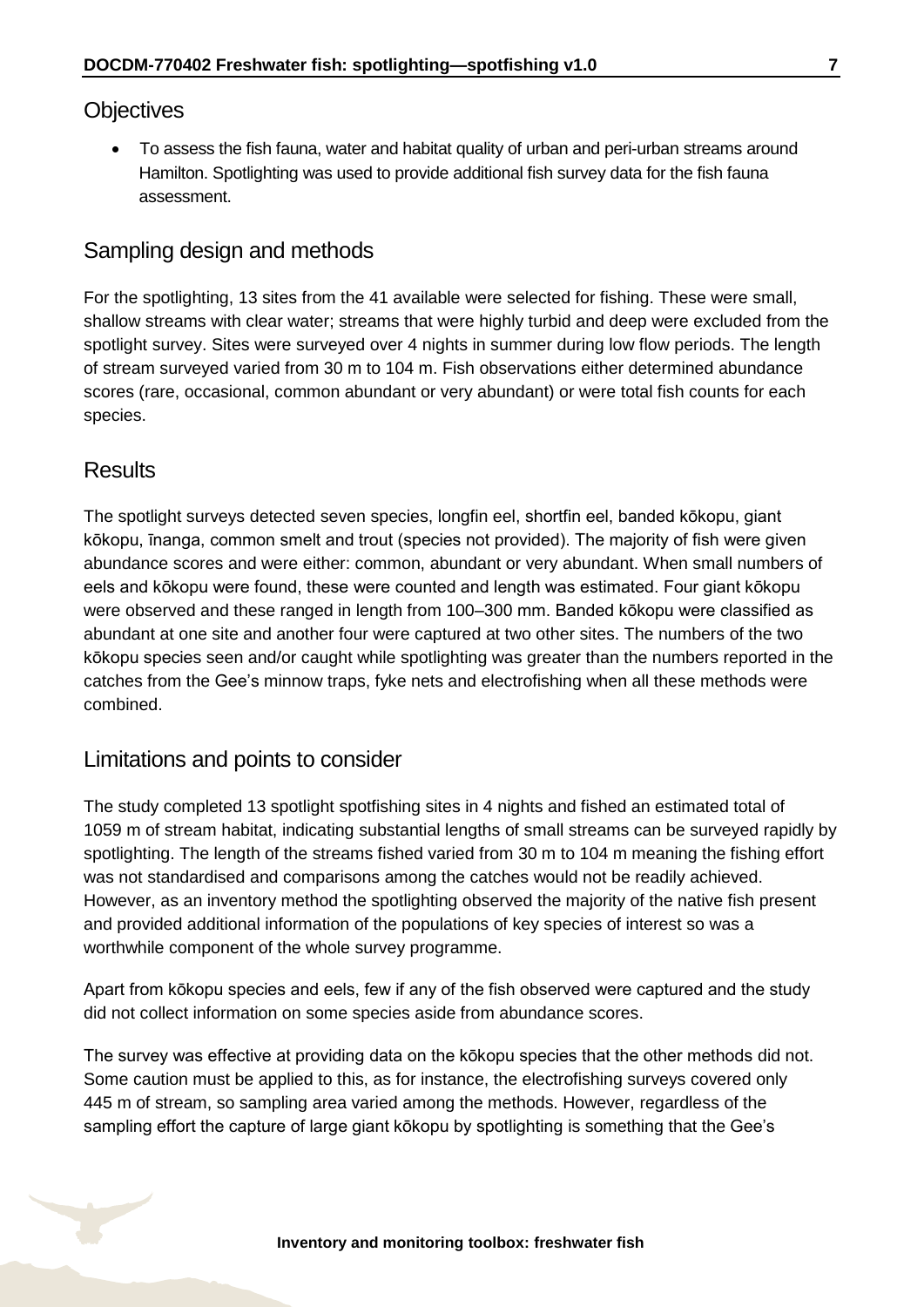## Objectives

- To assess the fish fauna, water and habitat quality of urban and peri-urban streams around Hamilton. Spotlighting was used to provide additional fish survey data for the fish fauna assessment.

## Sampling design and methods

For the spotlighting, 13 sites from the 41 available were selected for fishing. These were small, shallow streams with clear water; streams that were highly turbid and deep were excluded from the spotlight survey. Sites were surveyed over 4 nights in summer during low flow periods. The length of stream surveyed varied from 30 m to 104 m. Fish observations either determined abundance scores (rare, occasional, common abundant or very abundant) or were total fish counts for each species.

## Results

The spotlight surveys detected seven species, longfin eel, shortfin eel, banded kōkopu, giant kōkopu, īnanga, common smelt and trout (species not provided). The majority of fish were given abundance scores and were either: common, abundant or very abundant. When small numbers of eels and kōkopu were found, these were counted and length was estimated. Four giant kōkopu were observed and these ranged in length from 100–300 mm. Banded kōkopu were classified as abundant at one site and another four were captured at two other sites. The numbers of the two kōkopu species seen and/or caught while spotlighting was greater than the numbers reported in the catches from the Gee's minnow traps, fyke nets and electrofishing when all these methods were combined.

## Limitations and points to consider

The study completed 13 spotlight spotfishing sites in 4 nights and fished an estimated total of 1059 m of stream habitat, indicating substantial lengths of small streams can be surveyed rapidly by spotlighting. The length of the streams fished varied from 30 m to 104 m meaning the fishing effort was not standardised and comparisons among the catches would not be readily achieved. However, as an inventory method the spotlighting observed the majority of the native fish present and provided additional information of the populations of key species of interest so was a worthwhile component of the whole survey programme.

Apart from kōkopu species and eels, few if any of the fish observed were captured and the study did not collect information on some species aside from abundance scores.

The survey was effective at providing data on the kōkopu species that the other methods did not. Some caution must be applied to this, as for instance, the electrofishing surveys covered only 445 m of stream, so sampling area varied among the methods. However, regardless of the sampling effort the capture of large giant kōkopu by spotlighting is something that the Gee's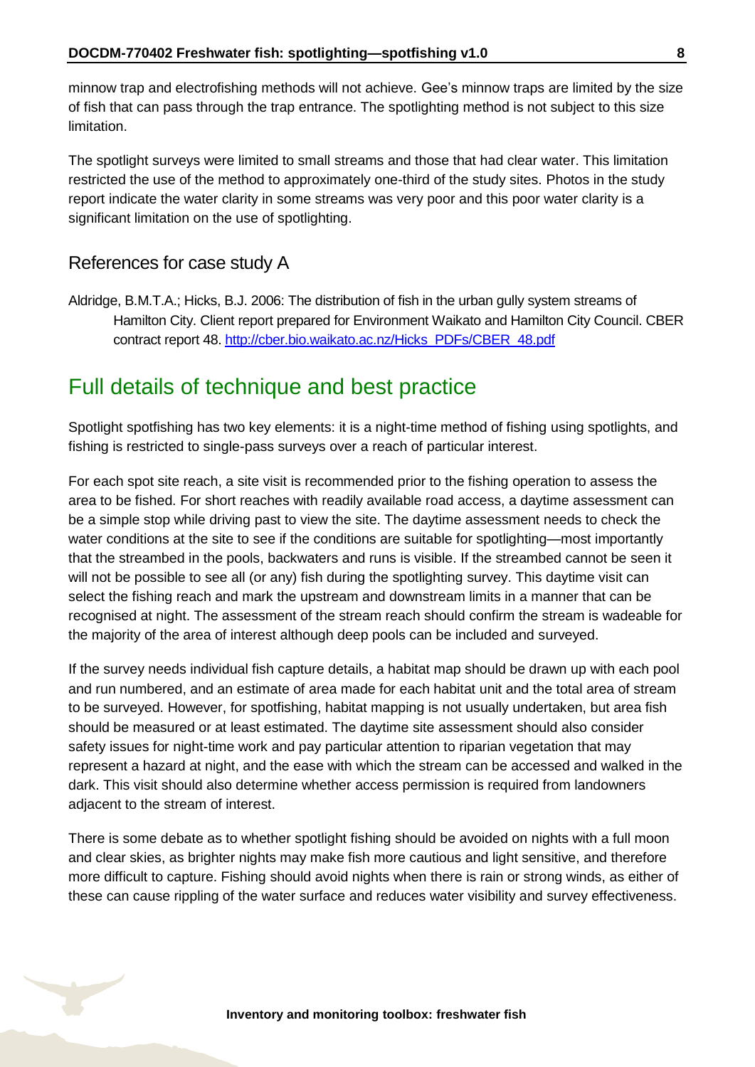minnow trap and electrofishing methods will not achieve. Gee's minnow traps are limited by the size of fish that can pass through the trap entrance. The spotlighting method is not subject to this size limitation.

The spotlight surveys were limited to small streams and those that had clear water. This limitation restricted the use of the method to approximately one-third of the study sites. Photos in the study report indicate the water clarity in some streams was very poor and this poor water clarity is a significant limitation on the use of spotlighting.

### References for case study A

Aldridge, B.M.T.A.; Hicks, B.J. 2006: The distribution of fish in the urban gully system streams of Hamilton City. Client report prepared for Environment Waikato and Hamilton City Council. CBER contract report 48. http://cber.bio.waikato.ac.nz/Hicks_PDFs/CBER_48.pdf

## Full details of technique and best practice

Spotlight spotfishing has two key elements: it is a night-time method of fishing using spotlights, and fishing is restricted to single-pass surveys over a reach of particular interest.

For each spot site reach, a site visit is recommended prior to the fishing operation to assess the area to be fished. For short reaches with readily available road access, a daytime assessment can be a simple stop while driving past to view the site. The daytime assessment needs to check the water conditions at the site to see if the conditions are suitable for spotlighting—most importantly that the streambed in the pools, backwaters and runs is visible. If the streambed cannot be seen it will not be possible to see all (or any) fish during the spotlighting survey. This daytime visit can select the fishing reach and mark the upstream and downstream limits in a manner that can be recognised at night. The assessment of the stream reach should confirm the stream is wadeable for the majority of the area of interest although deep pools can be included and surveyed.

If the survey needs individual fish capture details, a habitat map should be drawn up with each pool and run numbered, and an estimate of area made for each habitat unit and the total area of stream to be surveyed. However, for spotfishing, habitat mapping is not usually undertaken, but area fish should be measured or at least estimated. The daytime site assessment should also consider safety issues for night-time work and pay particular attention to riparian vegetation that may represent a hazard at night, and the ease with which the stream can be accessed and walked in the dark. This visit should also determine whether access permission is required from landowners adjacent to the stream of interest.

There is some debate as to whether spotlight fishing should be avoided on nights with a full moon and clear skies, as brighter nights may make fish more cautious and light sensitive, and therefore more difficult to capture. Fishing should avoid nights when there is rain or strong winds, as either of these can cause rippling of the water surface and reduces water visibility and survey effectiveness.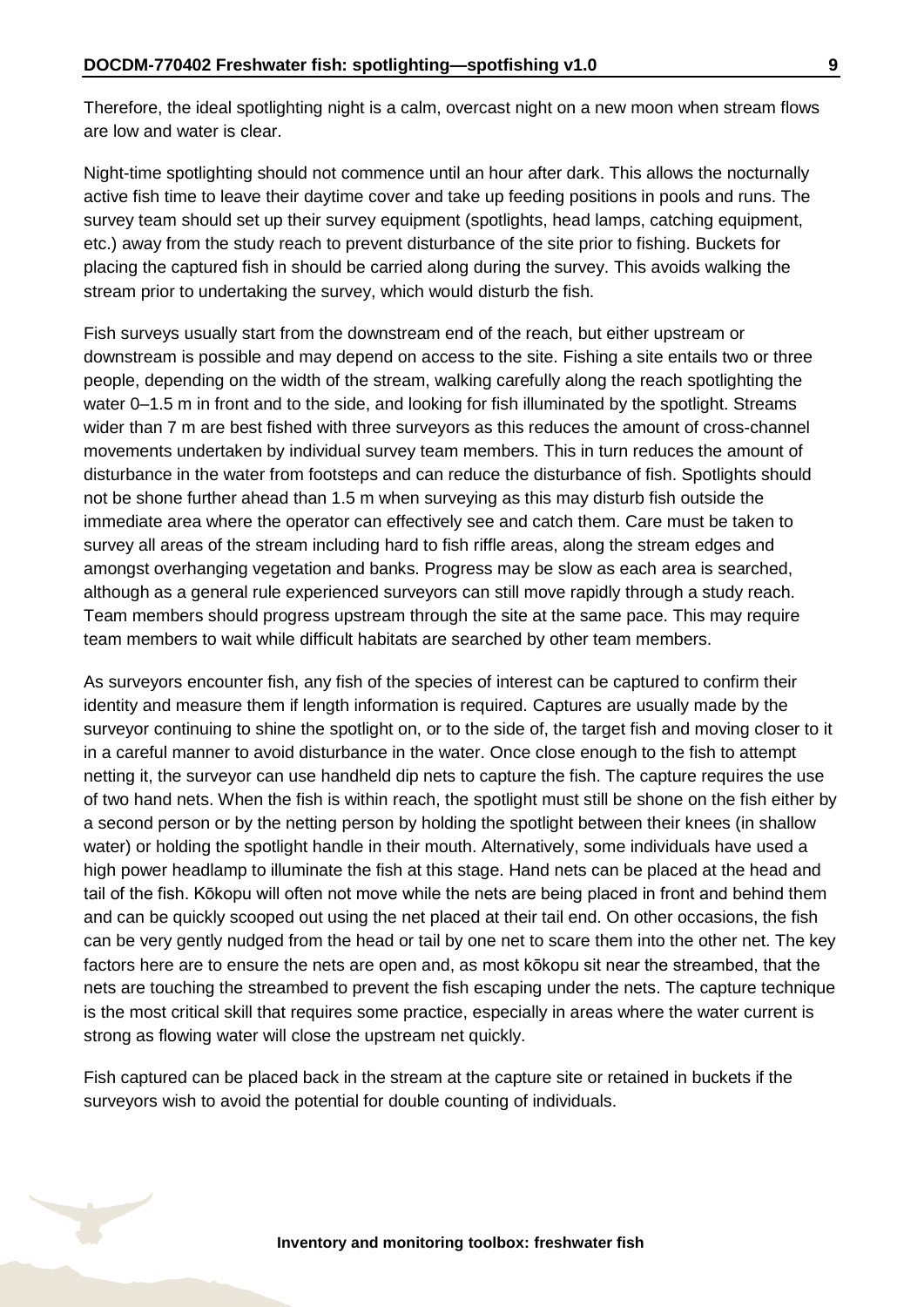Therefore, the ideal spotlighting night is a calm, overcast night on a new moon when stream flows are low and water is clear.

Night-time spotlighting should not commence until an hour after dark. This allows the nocturnally active fish time to leave their daytime cover and take up feeding positions in pools and runs. The survey team should set up their survey equipment (spotlights, head lamps, catching equipment, etc.) away from the study reach to prevent disturbance of the site prior to fishing. Buckets for placing the captured fish in should be carried along during the survey. This avoids walking the stream prior to undertaking the survey, which would disturb the fish.

Fish surveys usually start from the downstream end of the reach, but either upstream or downstream is possible and may depend on access to the site. Fishing a site entails two or three people, depending on the width of the stream, walking carefully along the reach spotlighting the water 0–1.5 m in front and to the side, and looking for fish illuminated by the spotlight. Streams wider than 7 m are best fished with three surveyors as this reduces the amount of cross-channel movements undertaken by individual survey team members. This in turn reduces the amount of disturbance in the water from footsteps and can reduce the disturbance of fish. Spotlights should not be shone further ahead than 1.5 m when surveying as this may disturb fish outside the immediate area where the operator can effectively see and catch them. Care must be taken to survey all areas of the stream including hard to fish riffle areas, along the stream edges and amongst overhanging vegetation and banks. Progress may be slow as each area is searched, although as a general rule experienced surveyors can still move rapidly through a study reach. Team members should progress upstream through the site at the same pace. This may require team members to wait while difficult habitats are searched by other team members.

As surveyors encounter fish, any fish of the species of interest can be captured to confirm their identity and measure them if length information is required. Captures are usually made by the surveyor continuing to shine the spotlight on, or to the side of, the target fish and moving closer to it in a careful manner to avoid disturbance in the water. Once close enough to the fish to attempt netting it, the surveyor can use handheld dip nets to capture the fish. The capture requires the use of two hand nets. When the fish is within reach, the spotlight must still be shone on the fish either by a second person or by the netting person by holding the spotlight between their knees (in shallow water) or holding the spotlight handle in their mouth. Alternatively, some individuals have used a high power headlamp to illuminate the fish at this stage. Hand nets can be placed at the head and tail of the fish. Kōkopu will often not move while the nets are being placed in front and behind them and can be quickly scooped out using the net placed at their tail end. On other occasions, the fish can be very gently nudged from the head or tail by one net to scare them into the other net. The key factors here are to ensure the nets are open and, as most kōkopu sit near the streambed, that the nets are touching the streambed to prevent the fish escaping under the nets. The capture technique is the most critical skill that requires some practice, especially in areas where the water current is strong as flowing water will close the upstream net quickly.

Fish captured can be placed back in the stream at the capture site or retained in buckets if the surveyors wish to avoid the potential for double counting of individuals.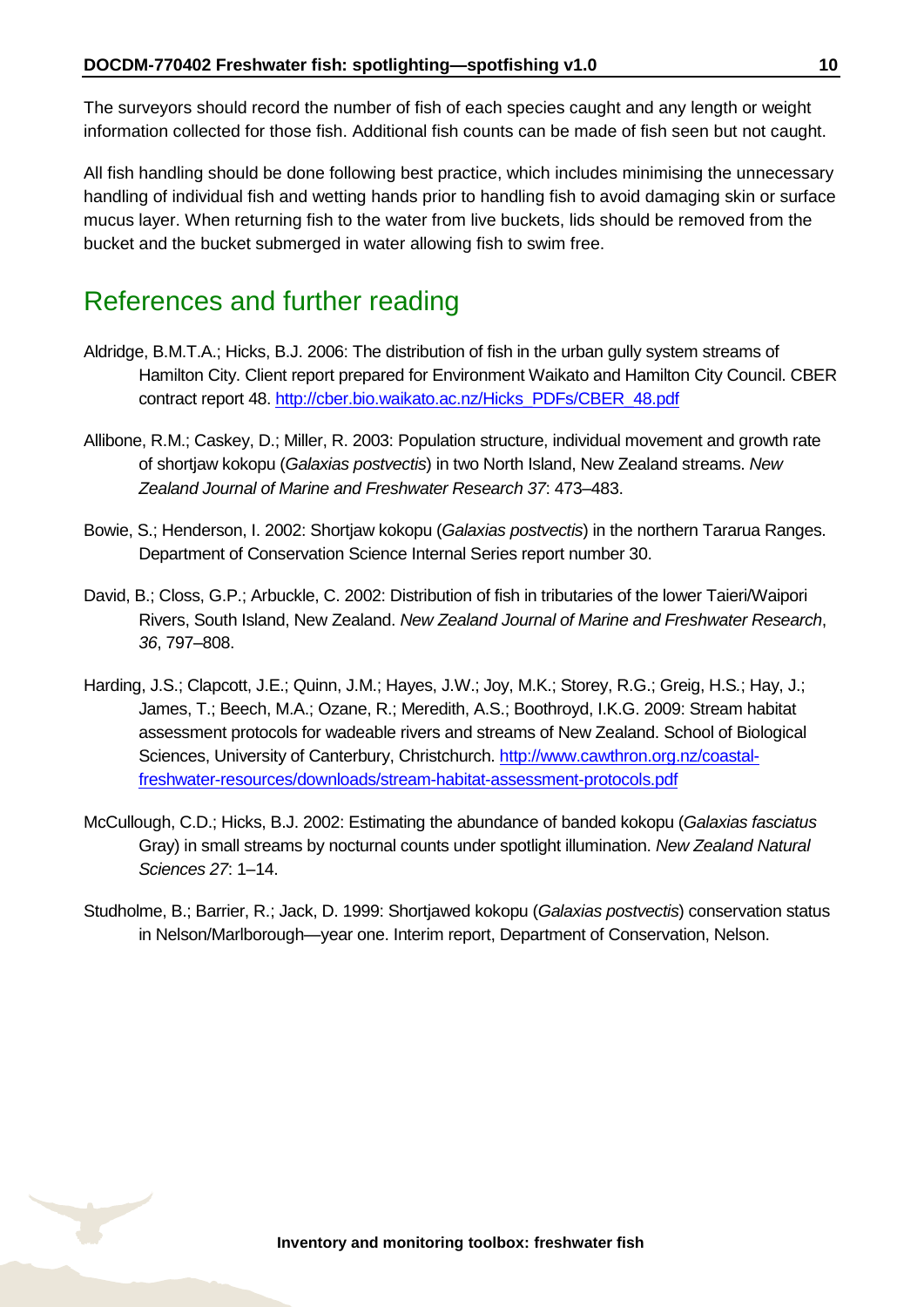The surveyors should record the number of fish of each species caught and any length or weight information collected for those fish. Additional fish counts can be made of fish seen but not caught.

All fish handling should be done following best practice, which includes minimising the unnecessary handling of individual fish and wetting hands prior to handling fish to avoid damaging skin or surface mucus layer. When returning fish to the water from live buckets, lids should be removed from the bucket and the bucket submerged in water allowing fish to swim free.

## References and further reading

Aldridge, B.M.T.A.; Hicks, B.J. 2006: The distribution of fish in the urban gully system streams of Hamilton City. Client report prepared for Environment Waikato and Hamilton City Council. CBER contract report 48. http://cber.bio.waikato.ac.nz/Hicks_PDFs/CBER_48.pdf

Allibone, R.M.; Caskey, D.; Miller, R. 2003: Population structure, individual movement and growth rate of shortjaw kokopu (*Galaxias postvectis*) in two North Island, New Zealand streams. *New Zealand Journal of Marine and Freshwater Research 37*: 473–483.

Bowie, S.; Henderson, I. 2002: Shortjaw kokopu (*Galaxias postvectis*) in the northern Tararua Ranges. Department of Conservation Science Internal Series report number 30.

David, B.; Closs, G.P.; Arbuckle, C. 2002: Distribution of fish in tributaries of the lower Taieri/Waipori Rivers, South Island, New Zealand. *New Zealand Journal of Marine and Freshwater Research*, *36*, 797–808.

Harding, J.S.; Clapcott, J.E.; Quinn, J.M.; Hayes, J.W.; Joy, M.K.; Storey, R.G.; Greig, H.S.; Hay, J.; James, T.; Beech, M.A.; Ozane, R.; Meredith, A.S.; Boothroyd, I.K.G. 2009: Stream habitat assessment protocols for wadeable rivers and streams of New Zealand. School of Biological Sciences, University of Canterbury, Christchurch. http://www.cawthron.org.nz/coastal-freshwater-resources/downloads/stream-habitat-assessment-protocols.pdf

McCullough, C.D.; Hicks, B.J. 2002: Estimating the abundance of banded kokopu (*Galaxias fasciatus* Gray) in small streams by nocturnal counts under spotlight illumination. *New Zealand Natural Sciences 27*: 1–14.

Studholme, B.; Barrier, R.; Jack, D. 1999: Shortjawed kokopu (*Galaxias postvectis*) conservation status in Nelson/Marlborough—year one. Interim report, Department of Conservation, Nelson.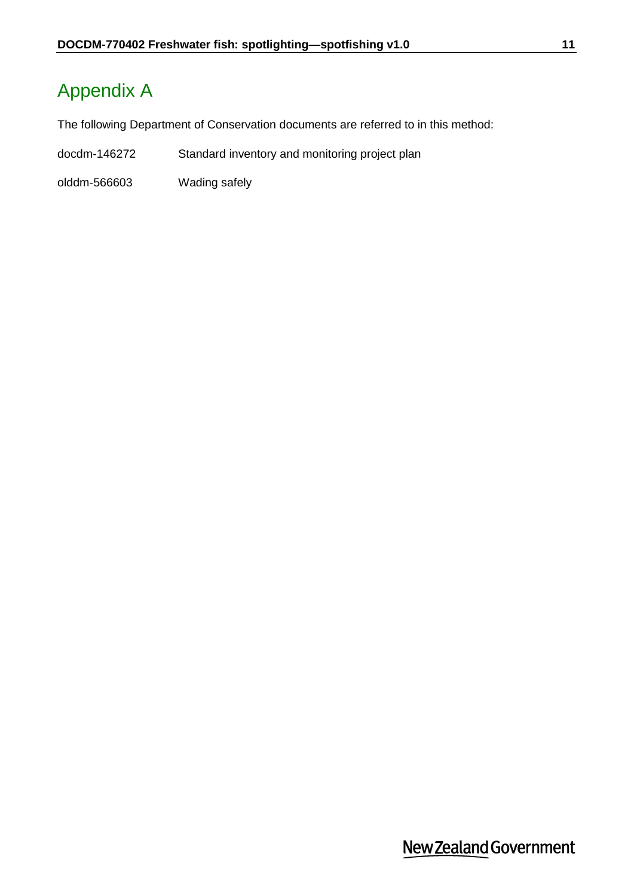# Appendix A

The following Department of Conservation documents are referred to in this method:

| | |
|---|---|
| docdm-146272 | Standard inventory and monitoring project plan |
| olddm-566603 | Wading safely |

New Zealand Government